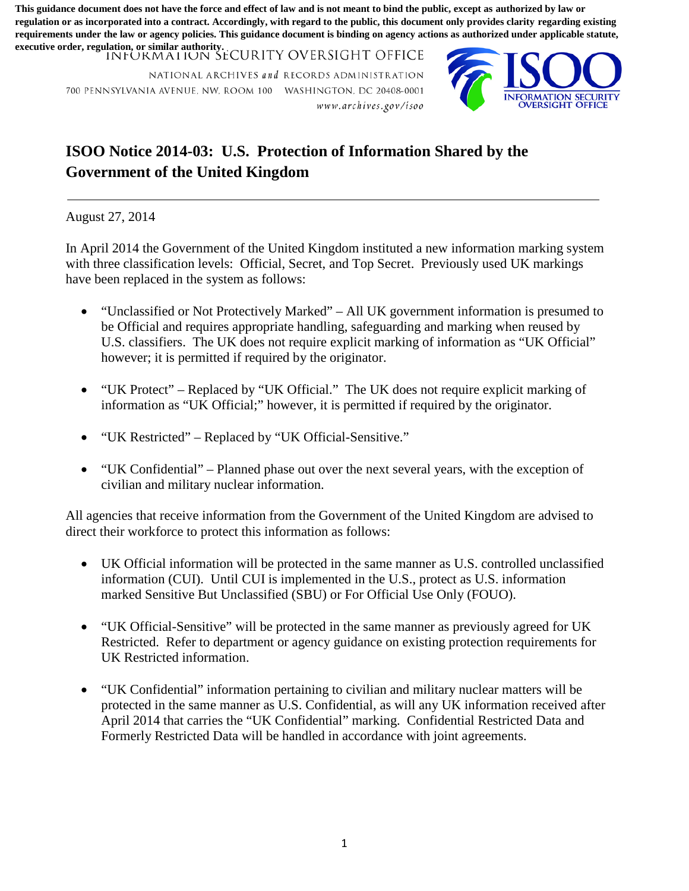**This guidance document does not have the force and effect of law and is not meant to bind the public, except as authorized by law or regulation or as incorporated into a contract. Accordingly, with regard to the public, this document only provides clarity regarding existing requirements under the law or agency policies. This guidance document is binding on agency actions as authorized under applicable statute, executive order, regulation, or similar authority.**

INFORMATION SECURITY OVERSIGHT OFFICE

NATIONAL ARCHIVES *and* RECORDS ADMINISTRATION

700 PENNSYLVANIA AVENUE, NW, ROOM 100 WASHINGTON, DC 20408-0001

*www.archives.gov/isoo*

ISOO INFORMATION SECURITY OVERSIGHT OFFICE

# ISOO Notice 2014-03: U.S. Protection of Information Shared by the Government of the United Kingdom

---

August 27, 2014

In April 2014 the Government of the United Kingdom instituted a new information marking system with three classification levels: Official, Secret, and Top Secret. Previously used UK markings have been replaced in the system as follows:

- "Unclassified or Not Protectively Marked" – All UK government information is presumed to be Official and requires appropriate handling, safeguarding and marking when reused by U.S. classifiers. The UK does not require explicit marking of information as "UK Official" however; it is permitted if required by the originator.
- "UK Protect" – Replaced by "UK Official." The UK does not require explicit marking of information as "UK Official;" however, it is permitted if required by the originator.
- "UK Restricted" – Replaced by "UK Official-Sensitive."
- "UK Confidential" – Planned phase out over the next several years, with the exception of civilian and military nuclear information.

All agencies that receive information from the Government of the United Kingdom are advised to direct their workforce to protect this information as follows:

- UK Official information will be protected in the same manner as U.S. controlled unclassified information (CUI). Until CUI is implemented in the U.S., protect as U.S. information marked Sensitive But Unclassified (SBU) or For Official Use Only (FOUO).
- "UK Official-Sensitive" will be protected in the same manner as previously agreed for UK Restricted. Refer to department or agency guidance on existing protection requirements for UK Restricted information.
- "UK Confidential" information pertaining to civilian and military nuclear matters will be protected in the same manner as U.S. Confidential, as will any UK information received after April 2014 that carries the "UK Confidential" marking. Confidential Restricted Data and Formerly Restricted Data will be handled in accordance with joint agreements.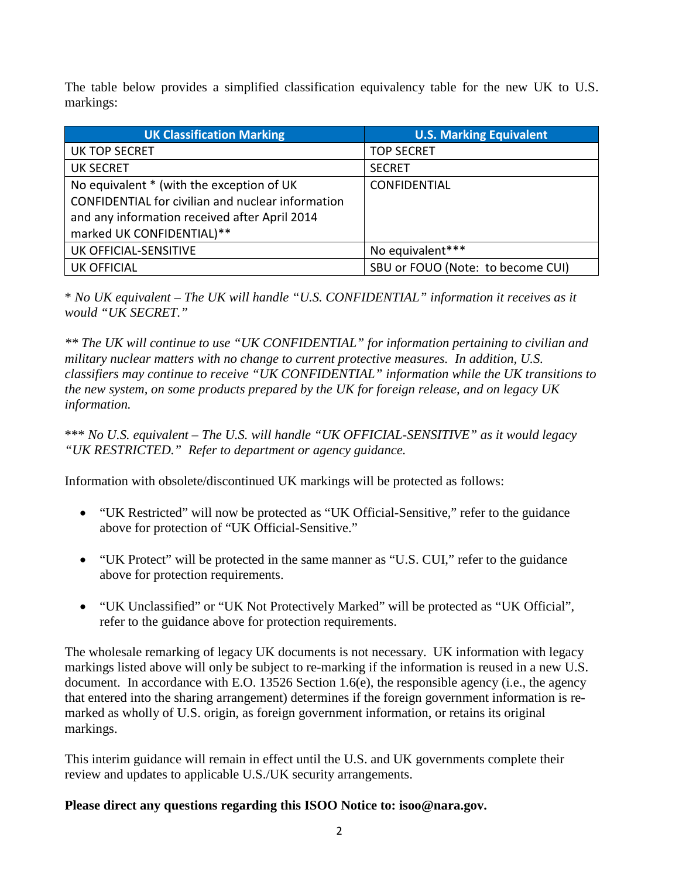The table below provides a simplified classification equivalency table for the new UK to U.S. markings:

| UK Classification Marking | U.S. Marking Equivalent |
| --- | --- |
| UK TOP SECRET | TOP SECRET |
| UK SECRET | SECRET |
| No equivalent * (with the exception of UK CONFIDENTIAL for civilian and nuclear information and any information received after April 2014 marked UK CONFIDENTIAL)** | CONFIDENTIAL |
| UK OFFICIAL-SENSITIVE | No equivalent*** |
| UK OFFICIAL | SBU or FOUO (Note: to become CUI) |

\* *No UK equivalent – The UK will handle "U.S. CONFIDENTIAL" information it receives as it would "UK SECRET."*

*\** The UK will continue to use "UK CONFIDENTIAL" for information pertaining to civilian and military nuclear matters with no change to current protective measures. In addition, U.S. classifiers may continue to receive "UK CONFIDENTIAL" information while the UK transitions to the new system, on some products prepared by the UK for foreign release, and on legacy UK information.*

\*** *No U.S. equivalent – The U.S. will handle "UK OFFICIAL-SENSITIVE" as it would legacy "UK RESTRICTED." Refer to department or agency guidance.*

Information with obsolete/discontinued UK markings will be protected as follows:

- "UK Restricted" will now be protected as "UK Official-Sensitive," refer to the guidance above for protection of "UK Official-Sensitive."
- "UK Protect" will be protected in the same manner as "U.S. CUI," refer to the guidance above for protection requirements.
- "UK Unclassified" or "UK Not Protectively Marked" will be protected as "UK Official", refer to the guidance above for protection requirements.

The wholesale remarking of legacy UK documents is not necessary. UK information with legacy markings listed above will only be subject to re-marking if the information is reused in a new U.S. document. In accordance with E.O. 13526 Section 1.6(e), the responsible agency (i.e., the agency that entered into the sharing arrangement) determines if the foreign government information is re-marked as wholly of U.S. origin, as foreign government information, or retains its original markings.

This interim guidance will remain in effect until the U.S. and UK governments complete their review and updates to applicable U.S./UK security arrangements.

**Please direct any questions regarding this ISOO Notice to: isoo@nara.gov.**